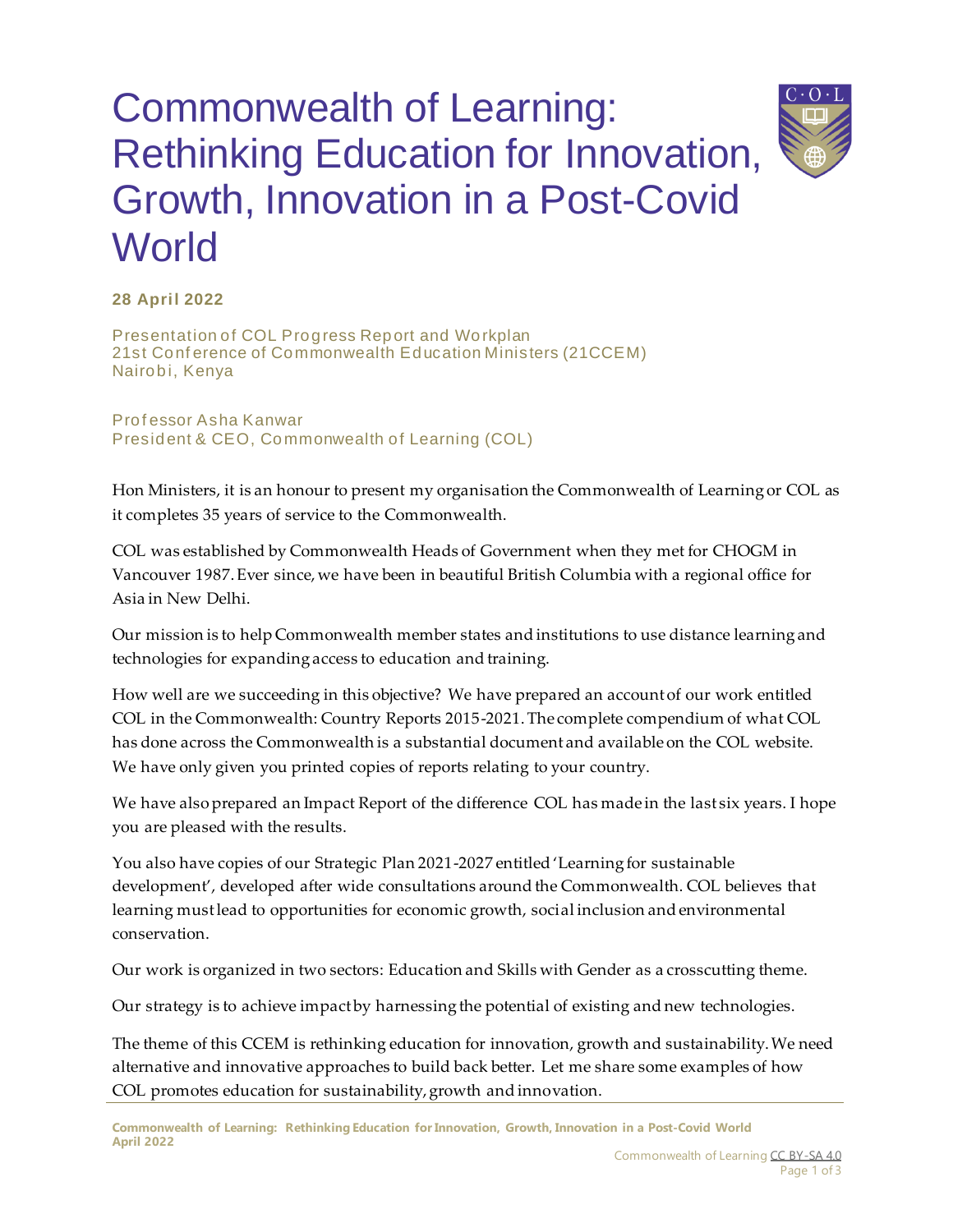# Commonwealth of Learning: Rethinking Education for Innovation, Growth, Innovation in a Post-Covid World

**28 April 2022**

Presentation of COL Progress Report and Workplan
21st Conference of Commonwealth Education Ministers (21CCEM)
Nairobi, Kenya

Professor Asha Kanwar
President & CEO, Commonwealth of Learning (COL)

Hon Ministers, it is an honour to present my organisation the Commonwealth of Learning or COL as it completes 35 years of service to the Commonwealth.

COL was established by Commonwealth Heads of Government when they met for CHOGM in Vancouver 1987. Ever since, we have been in beautiful British Columbia with a regional office for Asia in New Delhi.

Our mission is to help Commonwealth member states and institutions to use distance learning and technologies for expanding access to education and training.

How well are we succeeding in this objective? We have prepared an account of our work entitled COL in the Commonwealth: Country Reports 2015-2021. The complete compendium of what COL has done across the Commonwealth is a substantial document and available on the COL website. We have only given you printed copies of reports relating to your country.

We have also prepared an Impact Report of the difference COL has made in the last six years. I hope you are pleased with the results.

You also have copies of our Strategic Plan 2021-2027 entitled 'Learning for sustainable development', developed after wide consultations around the Commonwealth. COL believes that learning must lead to opportunities for economic growth, social inclusion and environmental conservation.

Our work is organized in two sectors: Education and Skills with Gender as a crosscutting theme.

Our strategy is to achieve impact by harnessing the potential of existing and new technologies.

The theme of this CCEM is rethinking education for innovation, growth and sustainability. We need alternative and innovative approaches to build back better. Let me share some examples of how COL promotes education for sustainability, growth and innovation.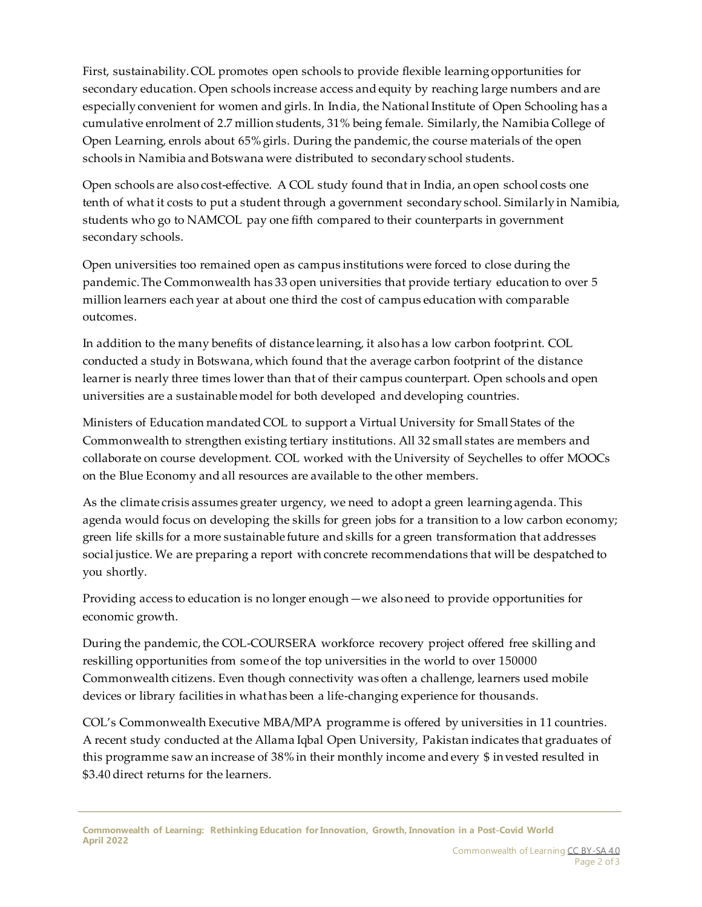First, sustainability. COL promotes open schools to provide flexible learning opportunities for secondary education. Open schools increase access and equity by reaching large numbers and are especially convenient for women and girls. In India, the National Institute of Open Schooling has a cumulative enrolment of 2.7 million students, 31% being female. Similarly, the Namibia College of Open Learning, enrols about 65% girls. During the pandemic, the course materials of the open schools in Namibia and Botswana were distributed to secondary school students.

Open schools are also cost-effective. A COL study found that in India, an open school costs one tenth of what it costs to put a student through a government secondary school. Similarly in Namibia, students who go to NAMCOL pay one fifth compared to their counterparts in government secondary schools.

Open universities too remained open as campus institutions were forced to close during the pandemic. The Commonwealth has 33 open universities that provide tertiary education to over 5 million learners each year at about one third the cost of campus education with comparable outcomes.

In addition to the many benefits of distance learning, it also has a low carbon footprint. COL conducted a study in Botswana, which found that the average carbon footprint of the distance learner is nearly three times lower than that of their campus counterpart. Open schools and open universities are a sustainable model for both developed and developing countries.

Ministers of Education mandated COL to support a Virtual University for Small States of the Commonwealth to strengthen existing tertiary institutions. All 32 small states are members and collaborate on course development. COL worked with the University of Seychelles to offer MOOCs on the Blue Economy and all resources are available to the other members.

As the climate crisis assumes greater urgency, we need to adopt a green learning agenda. This agenda would focus on developing the skills for green jobs for a transition to a low carbon economy; green life skills for a more sustainable future and skills for a green transformation that addresses social justice. We are preparing a report with concrete recommendations that will be despatched to you shortly.

Providing access to education is no longer enough—we also need to provide opportunities for economic growth.

During the pandemic, the COL-COURSERA workforce recovery project offered free skilling and reskilling opportunities from some of the top universities in the world to over 150000 Commonwealth citizens. Even though connectivity was often a challenge, learners used mobile devices or library facilities in what has been a life-changing experience for thousands.

COL's Commonwealth Executive MBA/MPA programme is offered by universities in 11 countries. A recent study conducted at the Allama Iqbal Open University, Pakistan indicates that graduates of this programme saw an increase of 38% in their monthly income and every $ invested resulted in $3.40 direct returns for the learners.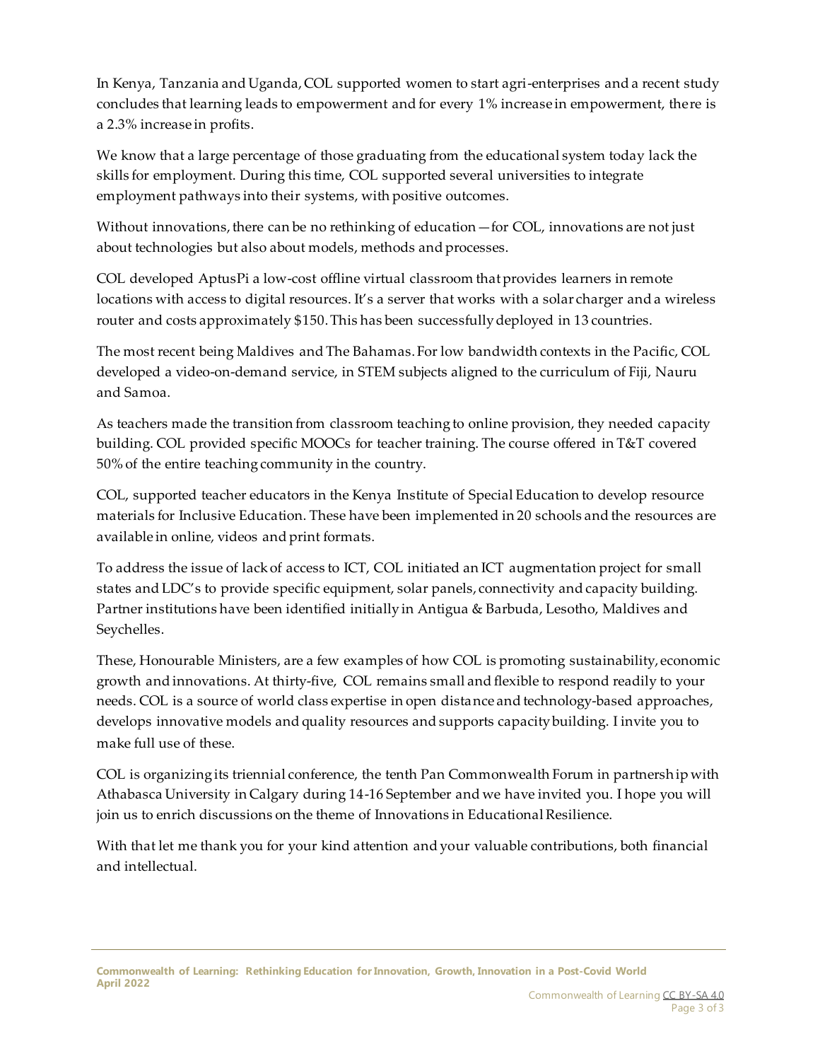In Kenya, Tanzania and Uganda, COL supported women to start agri-enterprises and a recent study concludes that learning leads to empowerment and for every 1% increase in empowerment, there is a 2.3% increase in profits.

We know that a large percentage of those graduating from the educational system today lack the skills for employment. During this time, COL supported several universities to integrate employment pathways into their systems, with positive outcomes.

Without innovations, there can be no rethinking of education—for COL, innovations are not just about technologies but also about models, methods and processes.

COL developed AptusPi a low-cost offline virtual classroom that provides learners in remote locations with access to digital resources. It's a server that works with a solar charger and a wireless router and costs approximately $150. This has been successfully deployed in 13 countries.

The most recent being Maldives and The Bahamas. For low bandwidth contexts in the Pacific, COL developed a video-on-demand service, in STEM subjects aligned to the curriculum of Fiji, Nauru and Samoa.

As teachers made the transition from classroom teaching to online provision, they needed capacity building. COL provided specific MOOCs for teacher training. The course offered in T&T covered 50% of the entire teaching community in the country.

COL, supported teacher educators in the Kenya Institute of Special Education to develop resource materials for Inclusive Education. These have been implemented in 20 schools and the resources are available in online, videos and print formats.

To address the issue of lack of access to ICT, COL initiated an ICT augmentation project for small states and LDC's to provide specific equipment, solar panels, connectivity and capacity building. Partner institutions have been identified initially in Antigua & Barbuda, Lesotho, Maldives and Seychelles.

These, Honourable Ministers, are a few examples of how COL is promoting sustainability, economic growth and innovations. At thirty-five, COL remains small and flexible to respond readily to your needs. COL is a source of world class expertise in open distance and technology-based approaches, develops innovative models and quality resources and supports capacity building. I invite you to make full use of these.

COL is organizing its triennial conference, the tenth Pan Commonwealth Forum in partnership with Athabasca University in Calgary during 14-16 September and we have invited you. I hope you will join us to enrich discussions on the theme of Innovations in Educational Resilience.

With that let me thank you for your kind attention and your valuable contributions, both financial and intellectual.